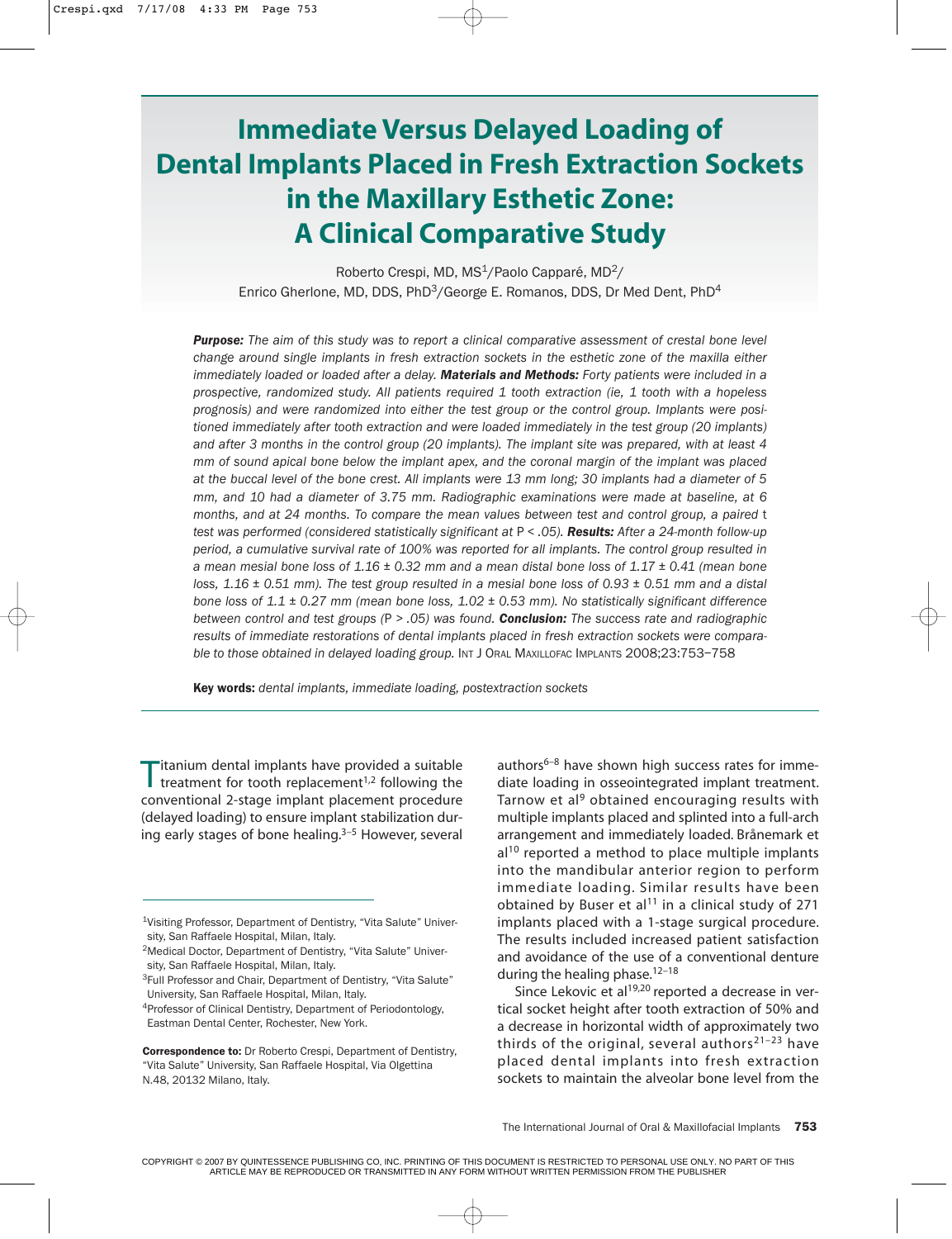# Immediate Versus Delayed Loading of Dental Implants Placed in Fresh Extraction Sockets in the Maxillary Esthetic Zone: A Clinical Comparative Study

Roberto Crespi, MD, MS[1]/Paolo Capparé, MD[2]/
Enrico Gherlone, MD, DDS, PhD[3]/George E. Romanos, DDS, Dr Med Dent, PhD[4]

***Purpose:*** *The aim of this study was to report a clinical comparative assessment of crestal bone level change around single implants in fresh extraction sockets in the esthetic zone of the maxilla either immediately loaded or loaded after a delay.* ***Materials and Methods:*** *Forty patients were included in a prospective, randomized study. All patients required 1 tooth extraction (ie, 1 tooth with a hopeless prognosis) and were randomized into either the test group or the control group. Implants were positioned immediately after tooth extraction and were loaded immediately in the test group (20 implants) and after 3 months in the control group (20 implants). The implant site was prepared, with at least 4 mm of sound apical bone below the implant apex, and the coronal margin of the implant was placed at the buccal level of the bone crest. All implants were 13 mm long; 30 implants had a diameter of 5 mm, and 10 had a diameter of 3.75 mm. Radiographic examinations were made at baseline, at 6 months, and at 24 months. To compare the mean values between test and control group, a paired* t *test was performed (considered statistically significant at* $P < .05$*).* ***Results:*** *After a 24-month follow-up period, a cumulative survival rate of 100% was reported for all implants. The control group resulted in a mean mesial bone loss of 1.16 ± 0.32 mm and a mean distal bone loss of 1.17 ± 0.41 (mean bone loss, 1.16 ± 0.51 mm). The test group resulted in a mesial bone loss of 0.93 ± 0.51 mm and a distal bone loss of 1.1 ± 0.27 mm (mean bone loss, 1.02 ± 0.53 mm). No statistically significant difference between control and test groups (*$P > .05$*) was found.* ***Conclusion:*** *The success rate and radiographic results of immediate restorations of dental implants placed in fresh extraction sockets were comparable to those obtained in delayed loading group.* INT J ORAL MAXILLOFAC IMPLANTS 2008;23:753–758

**Key words:** *dental implants, immediate loading, postextraction sockets*

Titanium dental implants have provided a suitable treatment for tooth replacement[1,2] following the conventional 2-stage implant placement procedure (delayed loading) to ensure implant stabilization during early stages of bone healing.[3–5] However, several authors[6–8] have shown high success rates for immediate loading in osseointegrated implant treatment. Tarnow et al[9] obtained encouraging results with multiple implants placed and splinted into a full-arch arrangement and immediately loaded. Brånemark et al[10] reported a method to place multiple implants into the mandibular anterior region to perform immediate loading. Similar results have been obtained by Buser et al[11] in a clinical study of 271 implants placed with a 1-stage surgical procedure. The results included increased patient satisfaction and avoidance of the use of a conventional denture during the healing phase.[12–18]

Since Lekovic et al[19,20] reported a decrease in vertical socket height after tooth extraction of 50% and a decrease in horizontal width of approximately two thirds of the original, several authors[21–23] have placed dental implants into fresh extraction sockets to maintain the alveolar bone level from the

[1]Visiting Professor, Department of Dentistry, "Vita Salute" University, San Raffaele Hospital, Milan, Italy.
[2]Medical Doctor, Department of Dentistry, "Vita Salute" University, San Raffaele Hospital, Milan, Italy.
[3]Full Professor and Chair, Department of Dentistry, "Vita Salute" University, San Raffaele Hospital, Milan, Italy.
[4]Professor of Clinical Dentistry, Department of Periodontology, Eastman Dental Center, Rochester, New York.

**Correspondence to:** Dr Roberto Crespi, Department of Dentistry, "Vita Salute" University, San Raffaele Hospital, Via Olgettina N.48, 20132 Milano, Italy.

COPYRIGHT © 2007 BY QUINTESSENCE PUBLISHING CO, INC. PRINTING OF THIS DOCUMENT IS RESTRICTED TO PERSONAL USE ONLY. NO PART OF THIS ARTICLE MAY BE REPRODUCED OR TRANSMITTED IN ANY FORM WITHOUT WRITTEN PERMISSION FROM THE PUBLISHER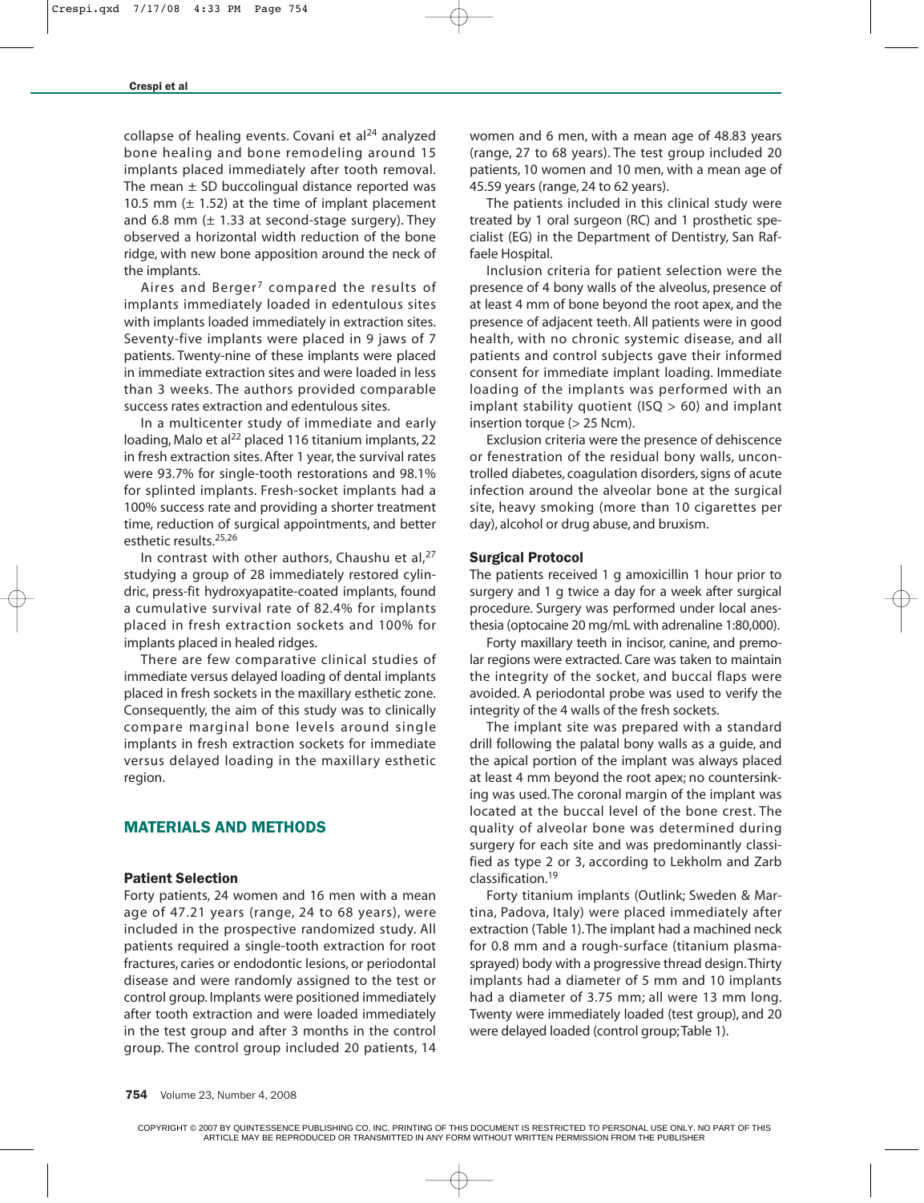collapse of healing events. Covani et al[24] analyzed bone healing and bone remodeling around 15 implants placed immediately after tooth removal. The mean ± SD buccolingual distance reported was 10.5 mm (± 1.52) at the time of implant placement and 6.8 mm (± 1.33 at second-stage surgery). They observed a horizontal width reduction of the bone ridge, with new bone apposition around the neck of the implants.

Aires and Berger[7] compared the results of implants immediately loaded in edentulous sites with implants loaded immediately in extraction sites. Seventy-five implants were placed in 9 jaws of 7 patients. Twenty-nine of these implants were placed in immediate extraction sites and were loaded in less than 3 weeks. The authors provided comparable success rates extraction and edentulous sites.

In a multicenter study of immediate and early loading, Malo et al[22] placed 116 titanium implants, 22 in fresh extraction sites. After 1 year, the survival rates were 93.7% for single-tooth restorations and 98.1% for splinted implants. Fresh-socket implants had a 100% success rate and providing a shorter treatment time, reduction of surgical appointments, and better esthetic results.[25,26]

In contrast with other authors, Chaushu et al,[27] studying a group of 28 immediately restored cylindric, press-fit hydroxyapatite-coated implants, found a cumulative survival rate of 82.4% for implants placed in fresh extraction sockets and 100% for implants placed in healed ridges.

There are few comparative clinical studies of immediate versus delayed loading of dental implants placed in fresh sockets in the maxillary esthetic zone. Consequently, the aim of this study was to clinically compare marginal bone levels around single implants in fresh extraction sockets for immediate versus delayed loading in the maxillary esthetic region.

## MATERIALS AND METHODS

### Patient Selection

Forty patients, 24 women and 16 men with a mean age of 47.21 years (range, 24 to 68 years), were included in the prospective randomized study. All patients required a single-tooth extraction for root fractures, caries or endodontic lesions, or periodontal disease and were randomly assigned to the test or control group. Implants were positioned immediately after tooth extraction and were loaded immediately in the test group and after 3 months in the control group. The control group included 20 patients, 14 women and 6 men, with a mean age of 48.83 years (range, 27 to 68 years). The test group included 20 patients, 10 women and 10 men, with a mean age of 45.59 years (range, 24 to 62 years).

The patients included in this clinical study were treated by 1 oral surgeon (RC) and 1 prosthetic specialist (EG) in the Department of Dentistry, San Raffaele Hospital.

Inclusion criteria for patient selection were the presence of 4 bony walls of the alveolus, presence of at least 4 mm of bone beyond the root apex, and the presence of adjacent teeth. All patients were in good health, with no chronic systemic disease, and all patients and control subjects gave their informed consent for immediate implant loading. Immediate loading of the implants was performed with an implant stability quotient (ISQ > 60) and implant insertion torque (> 25 Ncm).

Exclusion criteria were the presence of dehiscence or fenestration of the residual bony walls, uncontrolled diabetes, coagulation disorders, signs of acute infection around the alveolar bone at the surgical site, heavy smoking (more than 10 cigarettes per day), alcohol or drug abuse, and bruxism.

### Surgical Protocol

The patients received 1 g amoxicillin 1 hour prior to surgery and 1 g twice a day for a week after surgical procedure. Surgery was performed under local anesthesia (optocaine 20 mg/mL with adrenaline 1:80,000).

Forty maxillary teeth in incisor, canine, and premolar regions were extracted. Care was taken to maintain the integrity of the socket, and buccal flaps were avoided. A periodontal probe was used to verify the integrity of the 4 walls of the fresh sockets.

The implant site was prepared with a standard drill following the palatal bony walls as a guide, and the apical portion of the implant was always placed at least 4 mm beyond the root apex; no countersinking was used. The coronal margin of the implant was located at the buccal level of the bone crest. The quality of alveolar bone was determined during surgery for each site and was predominantly classified as type 2 or 3, according to Lekholm and Zarb classification.[19]

Forty titanium implants (Outlink; Sweden & Martina, Padova, Italy) were placed immediately after extraction (Table 1). The implant had a machined neck for 0.8 mm and a rough-surface (titanium plasma-sprayed) body with a progressive thread design. Thirty implants had a diameter of 5 mm and 10 implants had a diameter of 3.75 mm; all were 13 mm long. Twenty were immediately loaded (test group), and 20 were delayed loaded (control group; Table 1).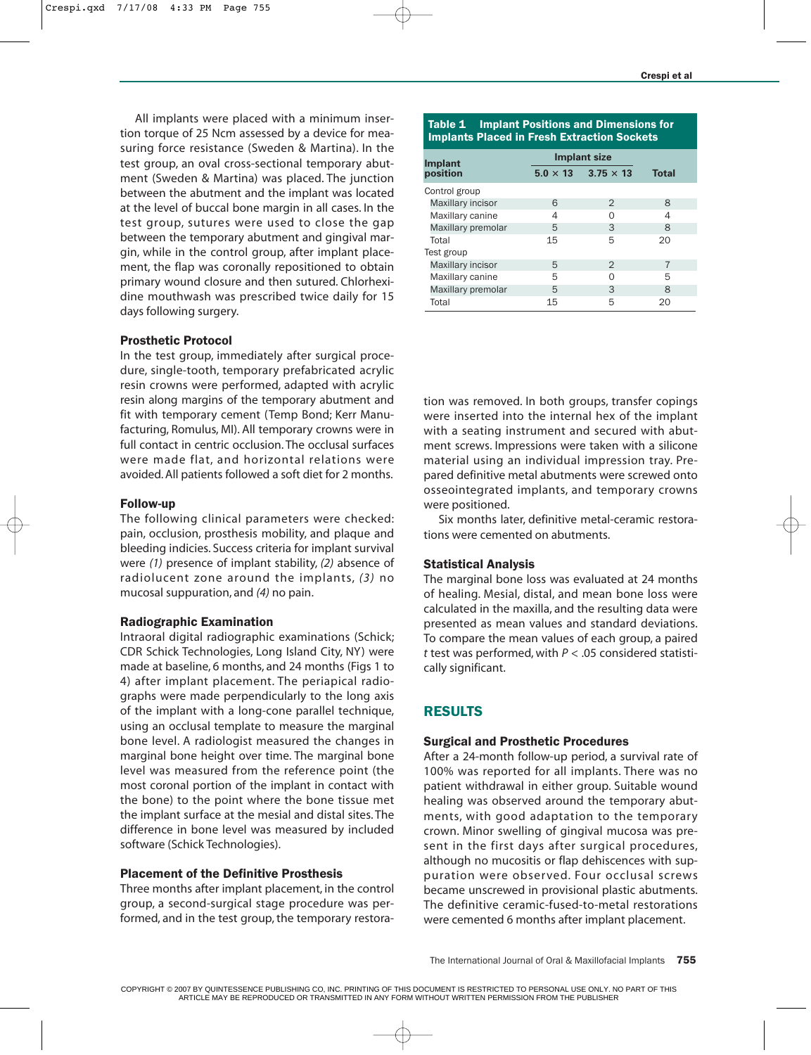All implants were placed with a minimum insertion torque of 25 Ncm assessed by a device for measuring force resistance (Sweden & Martina). In the test group, an oval cross-sectional temporary abutment (Sweden & Martina) was placed. The junction between the abutment and the implant was located at the level of buccal bone margin in all cases. In the test group, sutures were used to close the gap between the temporary abutment and gingival margin, while in the control group, after implant placement, the flap was coronally repositioned to obtain primary wound closure and then sutured. Chlorhexidine mouthwash was prescribed twice daily for 15 days following surgery.

### Prosthetic Protocol

In the test group, immediately after surgical procedure, single-tooth, temporary prefabricated acrylic resin crowns were performed, adapted with acrylic resin along margins of the temporary abutment and fit with temporary cement (Temp Bond; Kerr Manufacturing, Romulus, MI). All temporary crowns were in full contact in centric occlusion. The occlusal surfaces were made flat, and horizontal relations were avoided. All patients followed a soft diet for 2 months.

### Follow-up

The following clinical parameters were checked: pain, occlusion, prosthesis mobility, and plaque and bleeding indicies. Success criteria for implant survival were *(1)* presence of implant stability, *(2)* absence of radiolucent zone around the implants, *(3)* no mucosal suppuration, and *(4)* no pain.

### Radiographic Examination

Intraoral digital radiographic examinations (Schick; CDR Schick Technologies, Long Island City, NY) were made at baseline, 6 months, and 24 months (Figs 1 to 4) after implant placement. The periapical radiographs were made perpendicularly to the long axis of the implant with a long-cone parallel technique, using an occlusal template to measure the marginal bone level. A radiologist measured the changes in marginal bone height over time. The marginal bone level was measured from the reference point (the most coronal portion of the implant in contact with the bone) to the point where the bone tissue met the implant surface at the mesial and distal sites. The difference in bone level was measured by included software (Schick Technologies).

### Placement of the Definitive Prosthesis

Three months after implant placement, in the control group, a second-surgical stage procedure was performed, and in the test group, the temporary restoration was removed. In both groups, transfer copings were inserted into the internal hex of the implant with a seating instrument and secured with abutment screws. Impressions were taken with a silicone material using an individual impression tray. Prepared definitive metal abutments were screwed onto osseointegrated implants, and temporary crowns were positioned.

Six months later, definitive metal-ceramic restorations were cemented on abutments.

**Table 1 Implant Positions and Dimensions for Implants Placed in Fresh Extraction Sockets**

| Implant position | Implant size | | Total |
|---|---|---|---|
| | 5.0 × 13 | 3.75 × 13 | |
| Control group | | | |
| Maxillary incisor | 6 | 2 | 8 |
| Maxillary canine | 4 | 0 | 4 |
| Maxillary premolar | 5 | 3 | 8 |
| Total | 15 | 5 | 20 |
| Test group | | | |
| Maxillary incisor | 5 | 2 | 7 |
| Maxillary canine | 5 | 0 | 5 |
| Maxillary premolar | 5 | 3 | 8 |
| Total | 15 | 5 | 20 |

### Statistical Analysis

The marginal bone loss was evaluated at 24 months of healing. Mesial, distal, and mean bone loss were calculated in the maxilla, and the resulting data were presented as mean values and standard deviations. To compare the mean values of each group, a paired *t* test was performed, with $P < .05$ considered statistically significant.

## RESULTS

### Surgical and Prosthetic Procedures

After a 24-month follow-up period, a survival rate of 100% was reported for all implants. There was no patient withdrawal in either group. Suitable wound healing was observed around the temporary abutments, with good adaptation to the temporary crown. Minor swelling of gingival mucosa was present in the first days after surgical procedures, although no mucositis or flap dehiscences with suppuration were observed. Four occlusal screws became unscrewed in provisional plastic abutments. The definitive ceramic-fused-to-metal restorations were cemented 6 months after implant placement.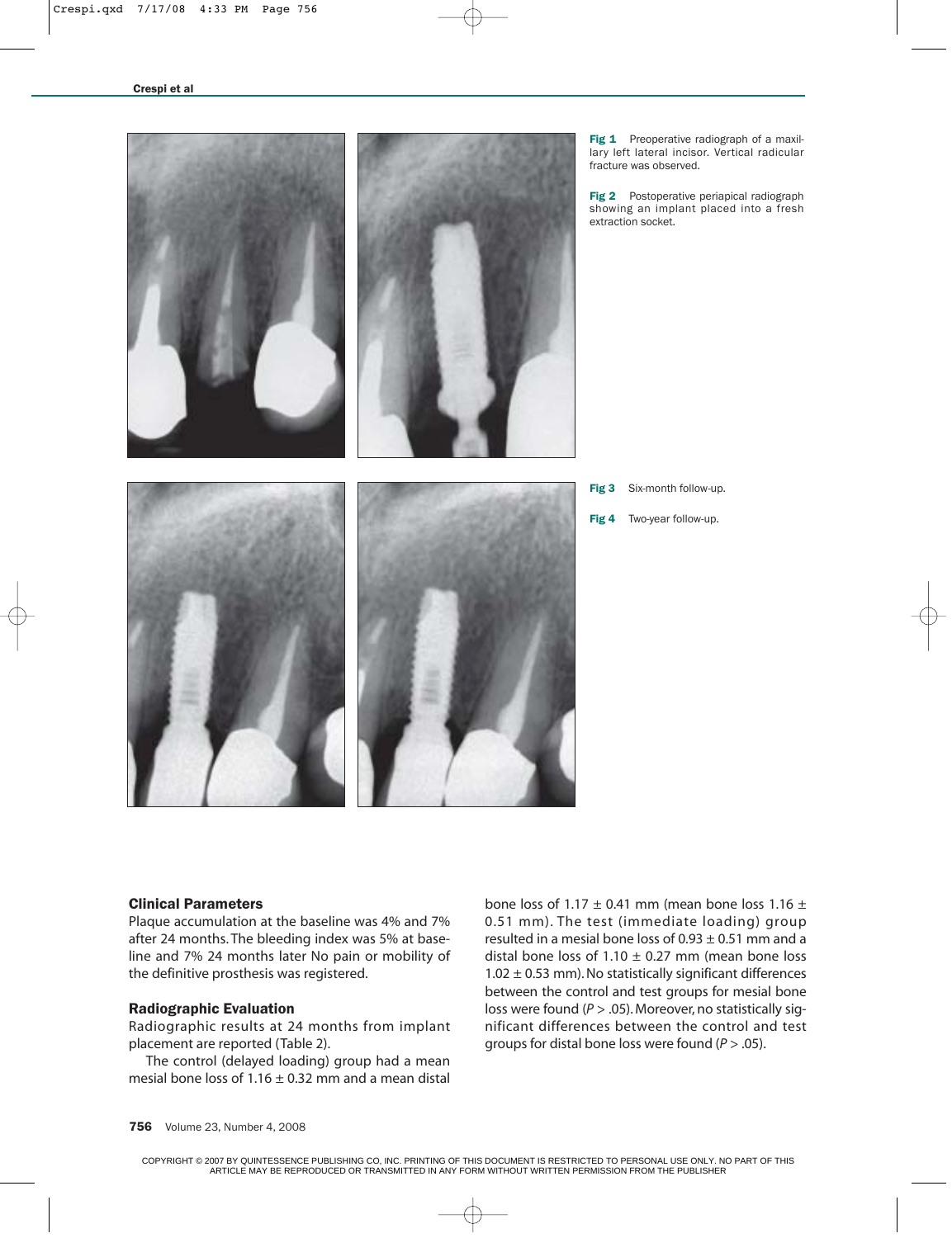**Fig 1** Preoperative radiograph of a maxillary left lateral incisor. Vertical radicular fracture was observed.

**Fig 2** Postoperative periapical radiograph showing an implant placed into a fresh extraction socket.

**Fig 3** Six-month follow-up.

**Fig 4** Two-year follow-up.

### Clinical Parameters

Plaque accumulation at the baseline was 4% and 7% after 24 months. The bleeding index was 5% at baseline and 7% 24 months later No pain or mobility of the definitive prosthesis was registered.

### Radiographic Evaluation

Radiographic results at 24 months from implant placement are reported (Table 2).

The control (delayed loading) group had a mean mesial bone loss of 1.16 ± 0.32 mm and a mean distal bone loss of 1.17 ± 0.41 mm (mean bone loss 1.16 ± 0.51 mm). The test (immediate loading) group resulted in a mesial bone loss of 0.93 ± 0.51 mm and a distal bone loss of 1.10 ± 0.27 mm (mean bone loss 1.02 ± 0.53 mm). No statistically significant differences between the control and test groups for mesial bone loss were found ($P > .05$). Moreover, no statistically significant differences between the control and test groups for distal bone loss were found ($P > .05$).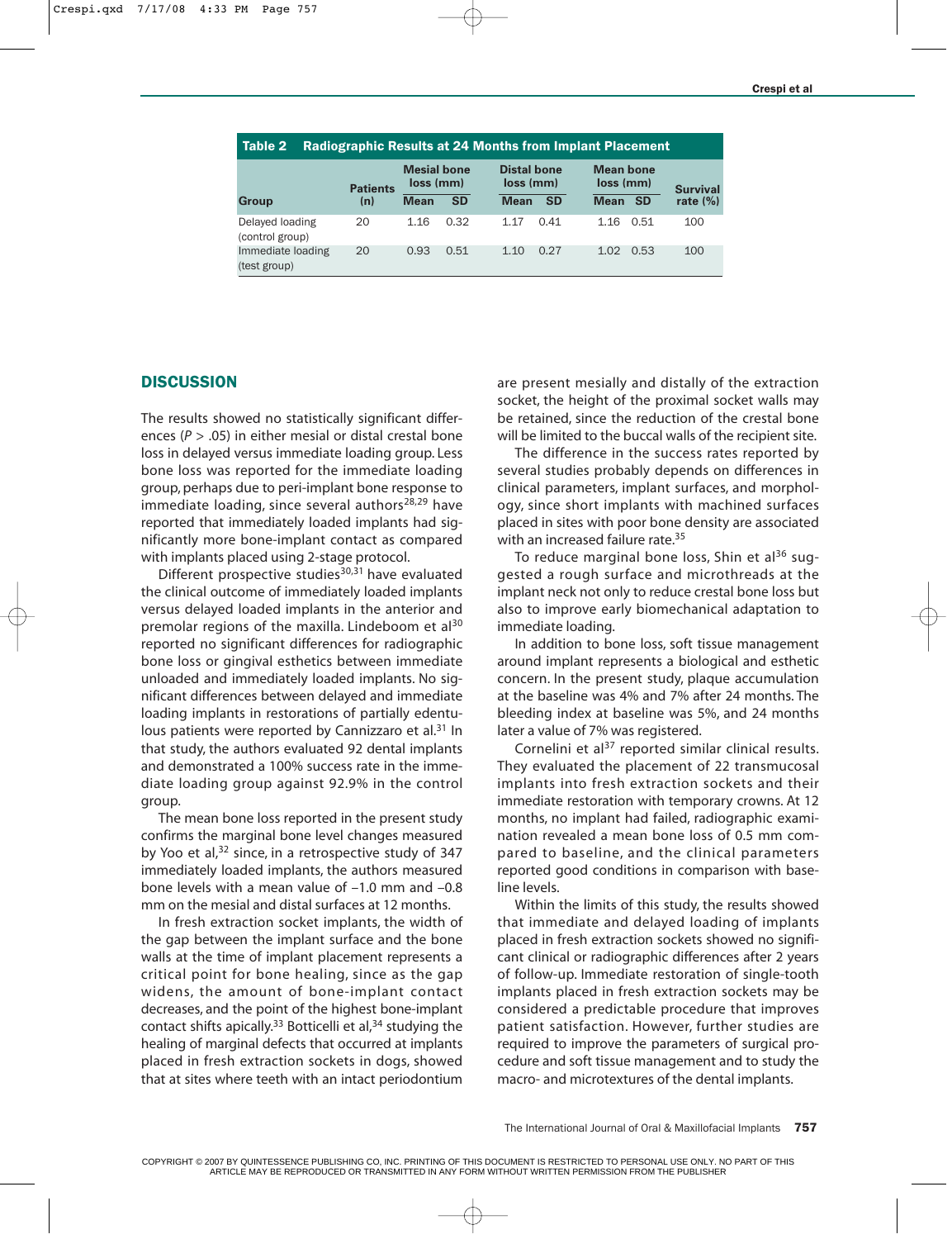**Table 2 Radiographic Results at 24 Months from Implant Placement**

| Group | Patients (n) | Mesial bone loss (mm) | | Distal bone loss (mm) | | Mean bone loss (mm) | | Survival rate (%) |
|---|---|---|---|---|---|---|---|---|
| | | Mean | SD | Mean | SD | Mean | SD | |
| Delayed loading (control group) | 20 | 1.16 | 0.32 | 1.17 | 0.41 | 1.16 | 0.51 | 100 |
| Immediate loading (test group) | 20 | 0.93 | 0.51 | 1.10 | 0.27 | 1.02 | 0.53 | 100 |

## DISCUSSION

The results showed no statistically significant differences ($P > .05$) in either mesial or distal crestal bone loss in delayed versus immediate loading group. Less bone loss was reported for the immediate loading group, perhaps due to peri-implant bone response to immediate loading, since several authors[28,29] have reported that immediately loaded implants had significantly more bone-implant contact as compared with implants placed using 2-stage protocol.

Different prospective studies[30,31] have evaluated the clinical outcome of immediately loaded implants versus delayed loaded implants in the anterior and premolar regions of the maxilla. Lindeboom et al[30] reported no significant differences for radiographic bone loss or gingival esthetics between immediate unloaded and immediately loaded implants. No significant differences between delayed and immediate loading implants in restorations of partially edentulous patients were reported by Cannizzaro et al.[31] In that study, the authors evaluated 92 dental implants and demonstrated a 100% success rate in the immediate loading group against 92.9% in the control group.

The mean bone loss reported in the present study confirms the marginal bone level changes measured by Yoo et al,[32] since, in a retrospective study of 347 immediately loaded implants, the authors measured bone levels with a mean value of –1.0 mm and –0.8 mm on the mesial and distal surfaces at 12 months.

In fresh extraction socket implants, the width of the gap between the implant surface and the bone walls at the time of implant placement represents a critical point for bone healing, since as the gap widens, the amount of bone-implant contact decreases, and the point of the highest bone-implant contact shifts apically.[33] Botticelli et al,[34] studying the healing of marginal defects that occurred at implants placed in fresh extraction sockets in dogs, showed that at sites where teeth with an intact periodontium are present mesially and distally of the extraction socket, the height of the proximal socket walls may be retained, since the reduction of the crestal bone will be limited to the buccal walls of the recipient site.

The difference in the success rates reported by several studies probably depends on differences in clinical parameters, implant surfaces, and morphology, since short implants with machined surfaces placed in sites with poor bone density are associated with an increased failure rate.[35]

To reduce marginal bone loss, Shin et al[36] suggested a rough surface and microthreads at the implant neck not only to reduce crestal bone loss but also to improve early biomechanical adaptation to immediate loading.

In addition to bone loss, soft tissue management around implant represents a biological and esthetic concern. In the present study, plaque accumulation at the baseline was 4% and 7% after 24 months. The bleeding index at baseline was 5%, and 24 months later a value of 7% was registered.

Cornelini et al[37] reported similar clinical results. They evaluated the placement of 22 transmucosal implants into fresh extraction sockets and their immediate restoration with temporary crowns. At 12 months, no implant had failed, radiographic examination revealed a mean bone loss of 0.5 mm compared to baseline, and the clinical parameters reported good conditions in comparison with baseline levels.

Within the limits of this study, the results showed that immediate and delayed loading of implants placed in fresh extraction sockets showed no significant clinical or radiographic differences after 2 years of follow-up. Immediate restoration of single-tooth implants placed in fresh extraction sockets may be considered a predictable procedure that improves patient satisfaction. However, further studies are required to improve the parameters of surgical procedure and soft tissue management and to study the macro- and microtextures of the dental implants.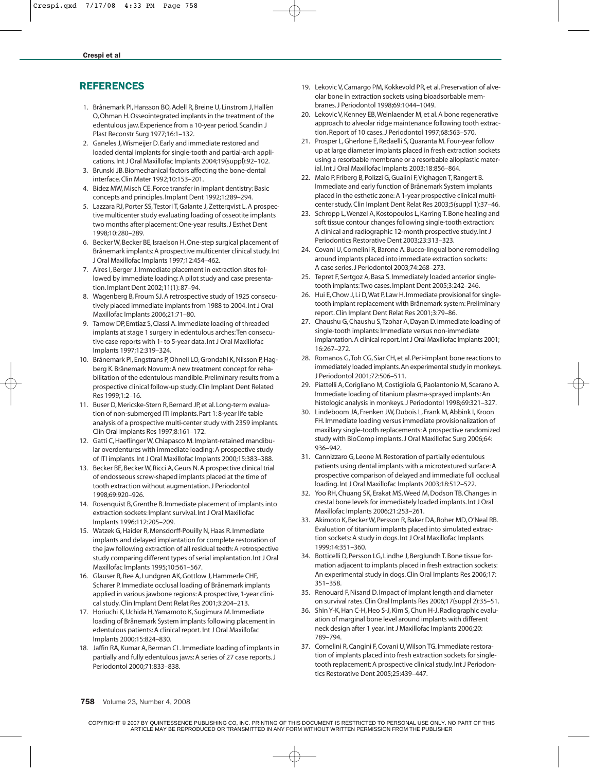## REFERENCES

1. Brånemark PI, Hansson BO, Adell R, Breine U, Linstrom J, Hallèn O, Ohman H. Osseointegrated implants in the treatment of the edentulous jaw. Experience from a 10-year period. Scandin J Plast Reconstr Surg 1977;16:1–132.
2. Ganeles J, Wismeijer D. Early and immediate restored and loaded dental implants for single-tooth and partial-arch applications. Int J Oral Maxillofac Implants 2004;19(suppl):92–102.
3. Brunski JB. Biomechanical factors affecting the bone-dental interface. Clin Mater 1992;10:153–201.
4. Bidez MW, Misch CE. Force transfer in implant dentistry: Basic concepts and principles. Implant Dent 1992;1:289–294.
5. Lazzara RJ, Porter SS, Testori T, Galante J, Zetterqvist L. A prospective multicenter study evaluating loading of osseotite implants two months after placement: One-year results. J Esthet Dent 1998;10:280–289.
6. Becker W, Becker BE, Israelson H. One-step surgical placement of Brånemark implants: A prospective multicenter clinical study. Int J Oral Maxillofac Implants 1997;12:454–462.
7. Aires I, Berger J. Immediate placement in extraction sites followed by immediate loading: A pilot study and case presentation. Implant Dent 2002;11(1): 87–94.
8. Wagenberg B, Froum SJ. A retrospective study of 1925 consecutively placed immediate implants from 1988 to 2004. Int J Oral Maxillofac Implants 2006;21:71–80.
9. Tarnow DP, Emtiaz S, Classi A. Immediate loading of threaded implants at stage 1 surgery in edentulous arches: Ten consecutive case reports with 1- to 5-year data. Int J Oral Maxillofac Implants 1997;12:319–324.
10. Brånemark PI, Engstrans P, Ohnell LO, Grondahl K, Nilsson P, Hagberg K. Brånemark Novum: A new treatment concept for rehabilitation of the edentulous mandible. Preliminary results from a prospective clinical follow-up study. Clin Implant Dent Related Res 1999;1:2–16.
11. Buser D, Mericske-Stern R, Bernard JP, et al. Long-term evaluation of non-submerged ITI implants. Part 1: 8-year life table analysis of a prospective multi-center study with 2359 implants. Clin Oral Implants Res 1997;8:161–172.
12. Gatti C, Haeflinger W, Chiapasco M. Implant-retained mandibular overdentures with immediate loading: A prospective study of ITI implants. Int J Oral Maxillofac Implants 2000;15:383–388.
13. Becker BE, Becker W, Ricci A, Geurs N. A prospective clinical trial of endosseous screw-shaped implants placed at the time of tooth extraction without augmentation. J Periodontol 1998;69:920–926.
14. Rosenquist B, Grenthe B. Immediate placement of implants into extraction sockets: Implant survival. Int J Oral Maxillofac Implants 1996;112:205–209.
15. Watzek G, Haider R, Mensdorff-Pouilly N, Haas R. Immediate implants and delayed implantation for complete restoration of the jaw following extraction of all residual teeth: A retrospective study comparing different types of serial implantation. Int J Oral Maxillofac Implants 1995;10:561–567.
16. Glauser R, Ree A, Lundgren AK, Gottlow J, Hammerle CHF, Scharer P. Immediate occlusal loading of Brånemark implants applied in various jawbone regions: A prospective, 1-year clinical study. Clin Implant Dent Relat Res 2001;3:204–213.
17. Horiuchi K, Uchida H, Yamamoto K, Sugimura M. Immediate loading of Brånemark System implants following placement in edentulous patients: A clinical report. Int J Oral Maxillofac Implants 2000;15:824–830.
18. Jaffin RA, Kumar A, Berman CL. Immediate loading of implants in partially and fully edentulous jaws: A series of 27 case reports. J Periodontol 2000;71:833–838.
19. Lekovic V, Camargo PM, Kokkevold PR, et al. Preservation of alveolar bone in extraction sockets using bioadsorbable membranes. J Periodontol 1998;69:1044–1049.
20. Lekovic V, Kenney EB, Weinlaender M, et al. A bone regenerative approach to alveolar ridge maintenance following tooth extraction. Report of 10 cases. J Periodontol 1997;68:563–570.
21. Prosper L, Gherlone E, Redaelli S, Quaranta M. Four-year follow up at large diameter implants placed in fresh extraction sockets using a resorbable membrane or a resorbable alloplastic material. Int J Oral Maxillofac Implants 2003;18:856–864.
22. Malo P, Friberg B, Polizzi G, Gualini F, Vighagen T, Rangert B. Immediate and early function of Brånemark System implants placed in the esthetic zone: A 1-year prospective clinical multicenter study. Clin Implant Dent Relat Res 2003;5(suppl 1):37–46.
23. Schropp L, Wenzel A, Kostopoulos L, Karring T. Bone healing and soft tissue contour changes following single-tooth extraction: A clinical and radiographic 12-month prospective study. Int J Periodontics Restorative Dent 2003;23:313–323.
24. Covani U, Cornelini R, Barone A. Bucco-lingual bone remodeling around implants placed into immediate extraction sockets: A case series. J Periodontol 2003;74:268–273.
25. Tepret F, Sertgoz A, Basa S. Immediately loaded anterior single-tooth implants: Two cases. Implant Dent 2005;3:242–246.
26. Hui E, Chow J, Li D, Wat P, Law H. Immediate provisional for single-tooth implant replacement with Brånemark system: Preliminary report. Clin Implant Dent Relat Res 2001;3:79–86.
27. Chaushu G, Chaushu S, Tzohar A, Dayan D. Immediate loading of single-tooth implants: Immediate versus non-immediate implantation. A clinical report. Int J Oral Maxillofac Implants 2001; 16:267–272.
28. Romanos G, Toh CG, Siar CH, et al. Peri-implant bone reactions to immediately loaded implants. An experimental study in monkeys. J Periodontol 2001;72:506–511.
29. Piattelli A, Corigliano M, Costigliola G, Paolantonio M, Scarano A. Immediate loading of titanium plasma-sprayed implants: An histologic analysis in monkeys. J Periodontol 1998;69:321–327.
30. Lindeboom JA, Frenken JW, Dubois L, Frank M, Abbink I, Kroon FH. Immediate loading versus immediate provisionalization of maxillary single-tooth replacements: A prospective randomized study with BioComp implants. J Oral Maxillofac Surg 2006;64: 936–942.
31. Cannizzaro G, Leone M. Restoration of partially edentulous patients using dental implants with a microtextured surface: A prospective comparison of delayed and immediate full occlusal loading. Int J Oral Maxillofac Implants 2003;18:512–522.
32. Yoo RH, Chuang SK, Erakat MS, Weed M, Dodson TB. Changes in crestal bone levels for immediately loaded implants. Int J Oral Maxillofac Implants 2006;21:253–261.
33. Akimoto K, Becker W, Persson R, Baker DA, Roher MD, O'Neal RB. Evaluation of titanium implants placed into simulated extraction sockets: A study in dogs. Int J Oral Maxillofac Implants 1999;14:351–360.
34. Botticelli D, Persson LG, Lindhe J, Berglundh T. Bone tissue formation adjacent to implants placed in fresh extraction sockets: An experimental study in dogs. Clin Oral Implants Res 2006;17: 351–358.
35. Renouard F, Nisand D. Impact of implant length and diameter on survival rates. Clin Oral Implants Res 2006;17(suppl 2):35–51.
36. Shin Y-K, Han C-H, Heo S-J, Kim S, Chun H-J. Radiographic evaluation of marginal bone level around implants with different neck design after 1 year. Int J Maxillofac Implants 2006;20: 789–794.
37. Cornelini R, Cangini F, Covani U, Wilson TG. Immediate restoration of implants placed into fresh extraction sockets for single-tooth replacement: A prospective clinical study. Int J Periodontics Restorative Dent 2005;25:439–447.

COPYRIGHT © 2007 BY QUINTESSENCE PUBLISHING CO, INC. PRINTING OF THIS DOCUMENT IS RESTRICTED TO PERSONAL USE ONLY. NO PART OF THIS ARTICLE MAY BE REPRODUCED OR TRANSMITTED IN ANY FORM WITHOUT WRITTEN PERMISSION FROM THE PUBLISHER